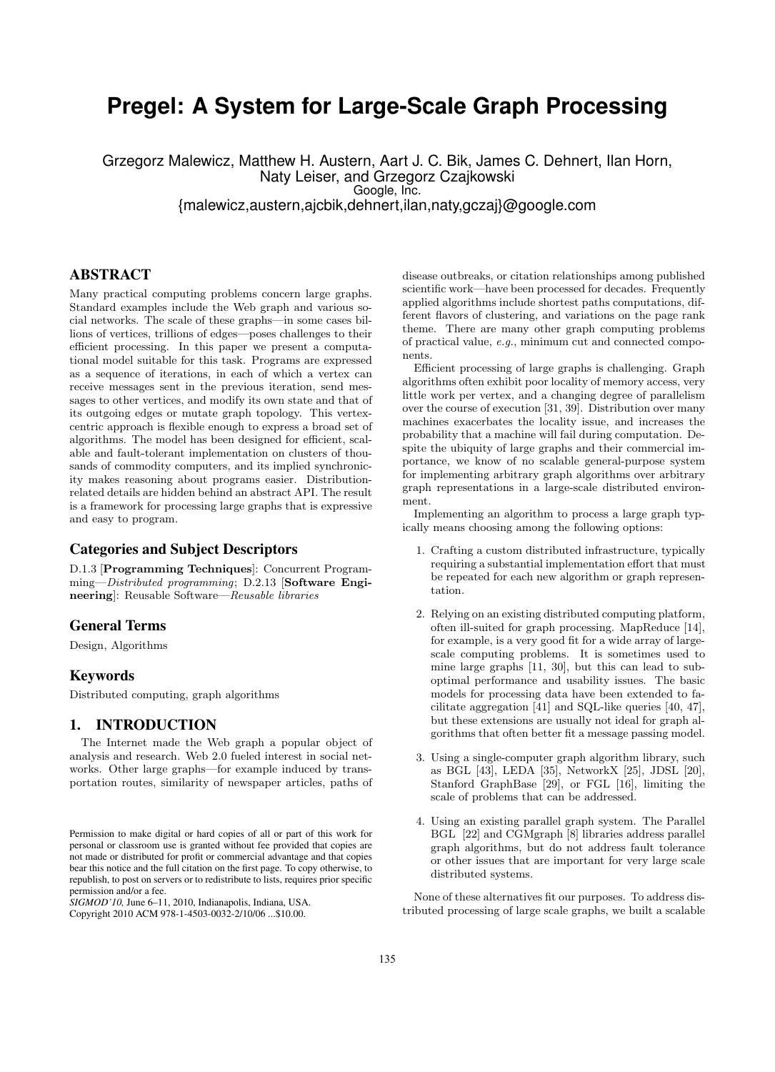# Pregel: A System for Large-Scale Graph Processing

Grzegorz Malewicz, Matthew H. Austern, Aart J. C. Bik, James C. Dehnert, Ilan Horn, Naty Leiser, and Grzegorz Czajkowski
Google, Inc.
{malewicz,austern,ajcbik,dehnert,ilan,naty,gczaj}@google.com

## ABSTRACT

Many practical computing problems concern large graphs. Standard examples include the Web graph and various social networks. The scale of these graphs—in some cases billions of vertices, trillions of edges—poses challenges to their efficient processing. In this paper we present a computational model suitable for this task. Programs are expressed as a sequence of iterations, in each of which a vertex can receive messages sent in the previous iteration, send messages to other vertices, and modify its own state and that of its outgoing edges or mutate graph topology. This vertex-centric approach is flexible enough to express a broad set of algorithms. The model has been designed for efficient, scalable and fault-tolerant implementation on clusters of thousands of commodity computers, and its implied synchronicity makes reasoning about programs easier. Distribution-related details are hidden behind an abstract API. The result is a framework for processing large graphs that is expressive and easy to program.

### Categories and Subject Descriptors

D.1.3 [**Programming Techniques**]: Concurrent Programming—*Distributed programming*; D.2.13 [**Software Engineering**]: Reusable Software—*Reusable libraries*

### General Terms

Design, Algorithms

### Keywords

Distributed computing, graph algorithms

## 1. INTRODUCTION

The Internet made the Web graph a popular object of analysis and research. Web 2.0 fueled interest in social networks. Other large graphs—for example induced by transportation routes, similarity of newspaper articles, paths of disease outbreaks, or citation relationships among published scientific work—have been processed for decades. Frequently applied algorithms include shortest paths computations, different flavors of clustering, and variations on the page rank theme. There are many other graph computing problems of practical value, *e.g.*, minimum cut and connected components.

Efficient processing of large graphs is challenging. Graph algorithms often exhibit poor locality of memory access, very little work per vertex, and a changing degree of parallelism over the course of execution [31, 39]. Distribution over many machines exacerbates the locality issue, and increases the probability that a machine will fail during computation. Despite the ubiquity of large graphs and their commercial importance, we know of no scalable general-purpose system for implementing arbitrary graph algorithms over arbitrary graph representations in a large-scale distributed environment.

Implementing an algorithm to process a large graph typically means choosing among the following options:

1. Crafting a custom distributed infrastructure, typically requiring a substantial implementation effort that must be repeated for each new algorithm or graph representation.

2. Relying on an existing distributed computing platform, often ill-suited for graph processing. MapReduce [14], for example, is a very good fit for a wide array of large-scale computing problems. It is sometimes used to mine large graphs [11, 30], but this can lead to suboptimal performance and usability issues. The basic models for processing data have been extended to facilitate aggregation [41] and SQL-like queries [40, 47], but these extensions are usually not ideal for graph algorithms that often better fit a message passing model.

3. Using a single-computer graph algorithm library, such as BGL [43], LEDA [35], NetworkX [25], JDSL [20], Stanford GraphBase [29], or FGL [16], limiting the scale of problems that can be addressed.

4. Using an existing parallel graph system. The Parallel BGL [22] and CGMgraph [8] libraries address parallel graph algorithms, but do not address fault tolerance or other issues that are important for very large scale distributed systems.

None of these alternatives fit our purposes. To address distributed processing of large scale graphs, we built a scalable

Permission to make digital or hard copies of all or part of this work for personal or classroom use is granted without fee provided that copies are not made or distributed for profit or commercial advantage and that copies bear this notice and the full citation on the first page. To copy otherwise, to republish, to post on servers or to redistribute to lists, requires prior specific permission and/or a fee.
*SIGMOD'10,* June 6–11, 2010, Indianapolis, Indiana, USA.
Copyright 2010 ACM 978-1-4503-0032-2/10/06 ...$10.00.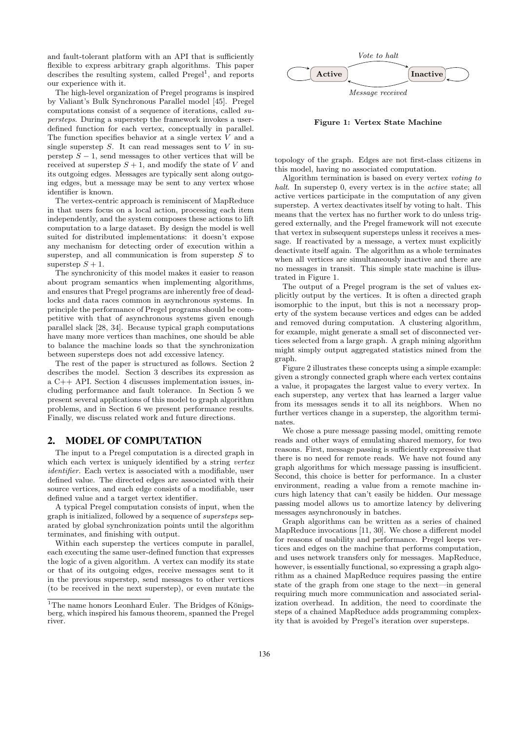and fault-tolerant platform with an API that is sufficiently flexible to express arbitrary graph algorithms. This paper describes the resulting system, called Pregel[1], and reports our experience with it.

The high-level organization of Pregel programs is inspired by Valiant's Bulk Synchronous Parallel model [45]. Pregel computations consist of a sequence of iterations, called *supersteps*. During a superstep the framework invokes a user-defined function for each vertex, conceptually in parallel. The function specifies behavior at a single vertex $V$ and a single superstep $S$. It can read messages sent to $V$ in superstep $S-1$, send messages to other vertices that will be received at superstep $S+1$, and modify the state of $V$ and its outgoing edges. Messages are typically sent along outgoing edges, but a message may be sent to any vertex whose identifier is known.

The vertex-centric approach is reminiscent of MapReduce in that users focus on a local action, processing each item independently, and the system composes these actions to lift computation to a large dataset. By design the model is well suited for distributed implementations: it doesn't expose any mechanism for detecting order of execution within a superstep, and all communication is from superstep $S$ to superstep $S+1$.

The synchronicity of this model makes it easier to reason about program semantics when implementing algorithms, and ensures that Pregel programs are inherently free of deadlocks and data races common in asynchronous systems. In principle the performance of Pregel programs should be competitive with that of asynchronous systems given enough parallel slack [28, 34]. Because typical graph computations have many more vertices than machines, one should be able to balance the machine loads so that the synchronization between supersteps does not add excessive latency.

The rest of the paper is structured as follows. Section 2 describes the model. Section 3 describes its expression as a C++ API. Section 4 discusses implementation issues, including performance and fault tolerance. In Section 5 we present several applications of this model to graph algorithm problems, and in Section 6 we present performance results. Finally, we discuss related work and future directions.

## 2. MODEL OF COMPUTATION

The input to a Pregel computation is a directed graph in which each vertex is uniquely identified by a string *vertex identifier*. Each vertex is associated with a modifiable, user defined value. The directed edges are associated with their source vertices, and each edge consists of a modifiable, user defined value and a target vertex identifier.

A typical Pregel computation consists of input, when the graph is initialized, followed by a sequence of *supersteps* separated by global synchronization points until the algorithm terminates, and finishing with output.

Within each superstep the vertices compute in parallel, each executing the same user-defined function that expresses the logic of a given algorithm. A vertex can modify its state or that of its outgoing edges, receive messages sent to it in the previous superstep, send messages to other vertices (to be received in the next superstep), or even mutate the topology of the graph. Edges are not first-class citizens in this model, having no associated computation.

[1]The name honors Leonhard Euler. The Bridges of Königsberg, which inspired his famous theorem, spanned the Pregel river.

**Figure 1: Vertex State Machine**

Algorithm termination is based on every vertex *voting to halt*. In superstep 0, every vertex is in the *active* state; all active vertices participate in the computation of any given superstep. A vertex deactivates itself by voting to halt. This means that the vertex has no further work to do unless triggered externally, and the Pregel framework will not execute that vertex in subsequent supersteps unless it receives a message. If reactivated by a message, a vertex must explicitly deactivate itself again. The algorithm as a whole terminates when all vertices are simultaneously inactive and there are no messages in transit. This simple state machine is illustrated in Figure 1.

The output of a Pregel program is the set of values explicitly output by the vertices. It is often a directed graph isomorphic to the input, but this is not a necessary property of the system because vertices and edges can be added and removed during computation. A clustering algorithm, for example, might generate a small set of disconnected vertices selected from a large graph. A graph mining algorithm might simply output aggregated statistics mined from the graph.

Figure 2 illustrates these concepts using a simple example: given a strongly connected graph where each vertex contains a value, it propagates the largest value to every vertex. In each superstep, any vertex that has learned a larger value from its messages sends it to all its neighbors. When no further vertices change in a superstep, the algorithm terminates.

We chose a pure message passing model, omitting remote reads and other ways of emulating shared memory, for two reasons. First, message passing is sufficiently expressive that there is no need for remote reads. We have not found any graph algorithms for which message passing is insufficient. Second, this choice is better for performance. In a cluster environment, reading a value from a remote machine incurs high latency that can't easily be hidden. Our message passing model allows us to amortize latency by delivering messages asynchronously in batches.

Graph algorithms can be written as a series of chained MapReduce invocations [11, 30]. We chose a different model for reasons of usability and performance. Pregel keeps vertices and edges on the machine that performs computation, and uses network transfers only for messages. MapReduce, however, is essentially functional, so expressing a graph algorithm as a chained MapReduce requires passing the entire state of the graph from one stage to the next—in general requiring much more communication and associated serialization overhead. In addition, the need to coordinate the steps of a chained MapReduce adds programming complexity that is avoided by Pregel's iteration over supersteps.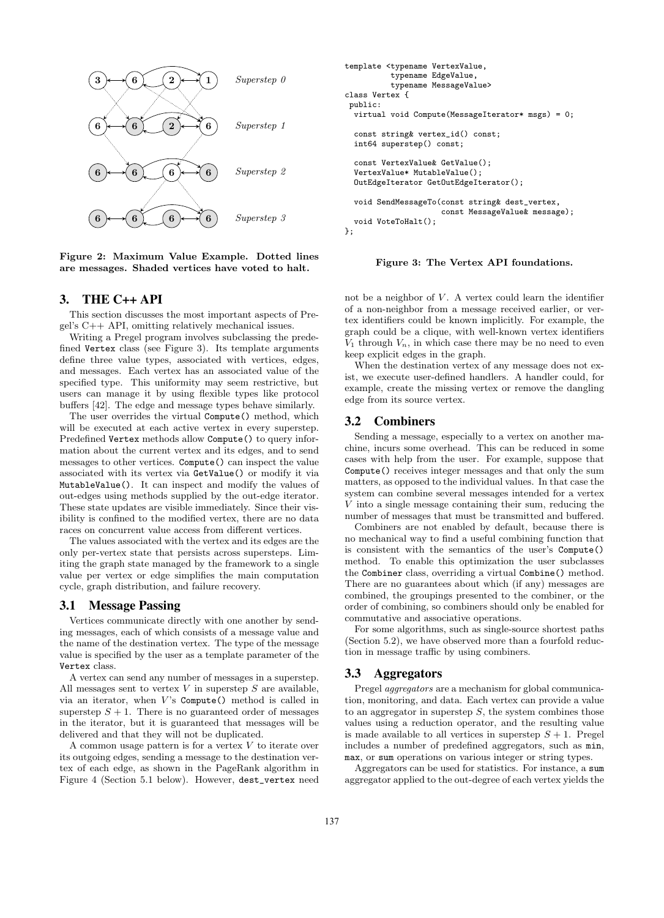3 6 2 1 *Superstep 0*

6 6 2 6 *Superstep 1*

6 6 6 6 *Superstep 2*

6 6 6 6 *Superstep 3*

**Figure 2: Maximum Value Example. Dotted lines are messages. Shaded vertices have voted to halt.**

```
template <typename VertexValue,
          typename EdgeValue,
          typename MessageValue>
class Vertex {
 public:
  virtual void Compute(MessageIterator* msgs) = 0;

  const string& vertex_id() const;
  int64 superstep() const;

  const VertexValue& GetValue();
  VertexValue* MutableValue();
  OutEdgeIterator GetOutEdgeIterator();

  void SendMessageTo(const string& dest_vertex,
                     const MessageValue& message);
  void VoteToHalt();
};
```

**Figure 3: The Vertex API foundations.**

## 3. THE C++ API

This section discusses the most important aspects of Pregel's C++ API, omitting relatively mechanical issues.

Writing a Pregel program involves subclassing the predefined `Vertex` class (see Figure 3). Its template arguments define three value types, associated with vertices, edges, and messages. Each vertex has an associated value of the specified type. This uniformity may seem restrictive, but users can manage it by using flexible types like protocol buffers [42]. The edge and message types behave similarly.

The user overrides the virtual `Compute()` method, which will be executed at each active vertex in every superstep. Predefined `Vertex` methods allow `Compute()` to query information about the current vertex and its edges, and to send messages to other vertices. `Compute()` can inspect the value associated with its vertex via `GetValue()` or modify it via `MutableValue()`. It can inspect and modify the values of out-edges using methods supplied by the out-edge iterator. These state updates are visible immediately. Since their visibility is confined to the modified vertex, there are no data races on concurrent value access from different vertices.

The values associated with the vertex and its edges are the only per-vertex state that persists across supersteps. Limiting the graph state managed by the framework to a single value per vertex or edge simplifies the main computation cycle, graph distribution, and failure recovery.

### 3.1 Message Passing

Vertices communicate directly with one another by sending messages, each of which consists of a message value and the name of the destination vertex. The type of the message value is specified by the user as a template parameter of the `Vertex` class.

A vertex can send any number of messages in a superstep. All messages sent to vertex $V$ in superstep $S$ are available, via an iterator, when $V$'s `Compute()` method is called in superstep $S+1$. There is no guaranteed order of messages in the iterator, but it is guaranteed that messages will be delivered and that they will not be duplicated.

A common usage pattern is for a vertex $V$ to iterate over its outgoing edges, sending a message to the destination vertex of each edge, as shown in the PageRank algorithm in Figure 4 (Section 5.1 below). However, `dest_vertex` need not be a neighbor of $V$. A vertex could learn the identifier of a non-neighbor from a message received earlier, or vertex identifiers could be known implicitly. For example, the graph could be a clique, with well-known vertex identifiers $V_1$ through $V_n$, in which case there may be no need to even keep explicit edges in the graph.

When the destination vertex of any message does not exist, we execute user-defined handlers. A handler could, for example, create the missing vertex or remove the dangling edge from its source vertex.

### 3.2 Combiners

Sending a message, especially to a vertex on another machine, incurs some overhead. This can be reduced in some cases with help from the user. For example, suppose that `Compute()` receives integer messages and that only the sum matters, as opposed to the individual values. In that case the system can combine several messages intended for a vertex $V$ into a single message containing their sum, reducing the number of messages that must be transmitted and buffered.

Combiners are not enabled by default, because there is no mechanical way to find a useful combining function that is consistent with the semantics of the user's `Compute()` method. To enable this optimization the user subclasses the `Combiner` class, overriding a virtual `Combine()` method. There are no guarantees about which (if any) messages are combined, the groupings presented to the combiner, or the order of combining, so combiners should only be enabled for commutative and associative operations.

For some algorithms, such as single-source shortest paths (Section 5.2), we have observed more than a fourfold reduction in message traffic by using combiners.

### 3.3 Aggregators

Pregel *aggregators* are a mechanism for global communication, monitoring, and data. Each vertex can provide a value to an aggregator in superstep $S$, the system combines those values using a reduction operator, and the resulting value is made available to all vertices in superstep $S+1$. Pregel includes a number of predefined aggregators, such as `min`, `max`, or `sum` operations on various integer or string types.

Aggregators can be used for statistics. For instance, a `sum` aggregator applied to the out-degree of each vertex yields the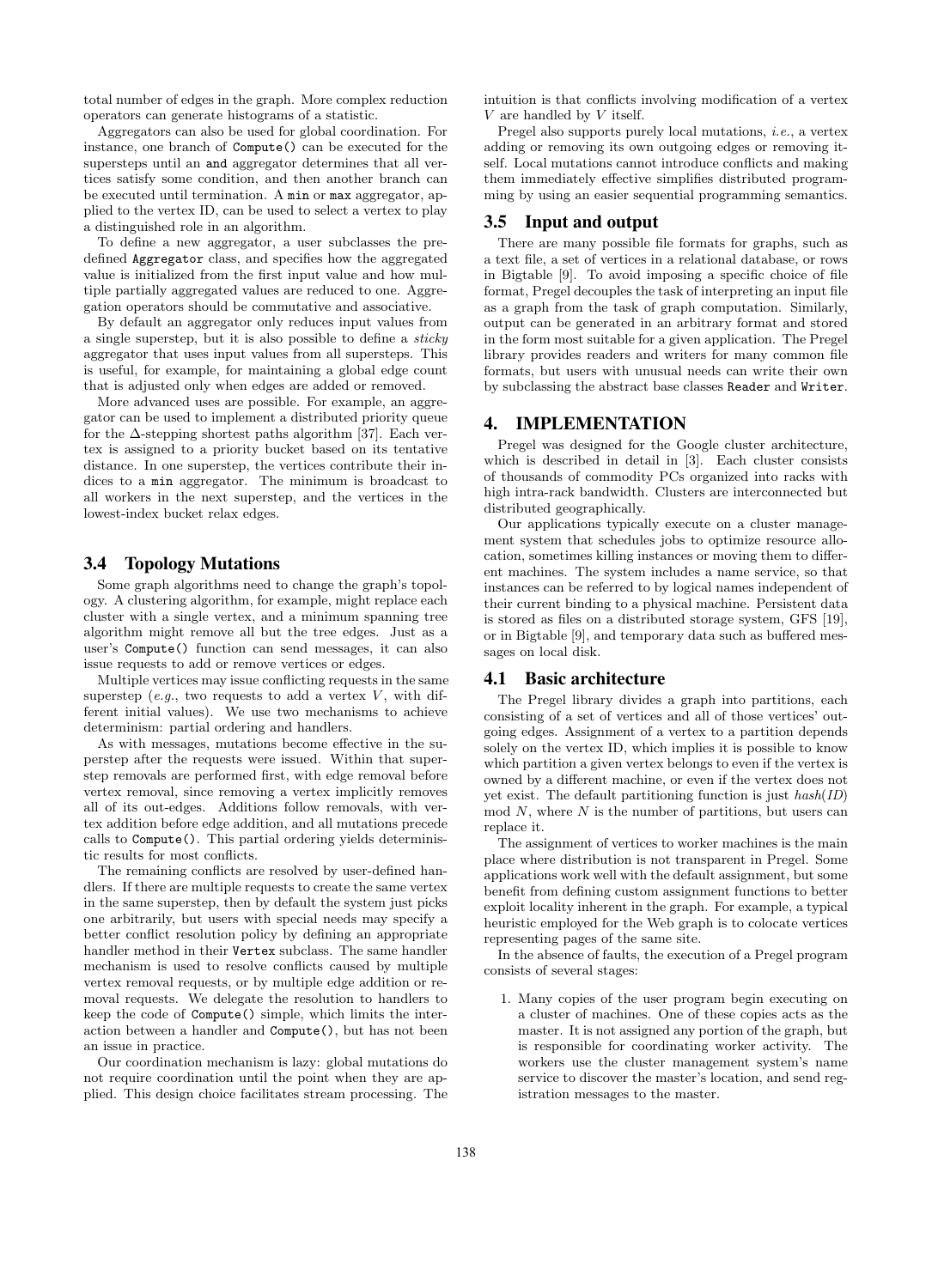total number of edges in the graph. More complex reduction operators can generate histograms of a statistic.

Aggregators can also be used for global coordination. For instance, one branch of `Compute()` can be executed for the supersteps until an `and` aggregator determines that all vertices satisfy some condition, and then another branch can be executed until termination. A `min` or `max` aggregator, applied to the vertex ID, can be used to select a vertex to play a distinguished role in an algorithm.

To define a new aggregator, a user subclasses the predefined `Aggregator` class, and specifies how the aggregated value is initialized from the first input value and how multiple partially aggregated values are reduced to one. Aggregation operators should be commutative and associative.

By default an aggregator only reduces input values from a single superstep, but it is also possible to define a *sticky* aggregator that uses input values from all supersteps. This is useful, for example, for maintaining a global edge count that is adjusted only when edges are added or removed.

More advanced uses are possible. For example, an aggregator can be used to implement a distributed priority queue for the $\Delta$-stepping shortest paths algorithm [37]. Each vertex is assigned to a priority bucket based on its tentative distance. In one superstep, the vertices contribute their indices to a `min` aggregator. The minimum is broadcast to all workers in the next superstep, and the vertices in the lowest-index bucket relax edges.

## 3.4 Topology Mutations

Some graph algorithms need to change the graph's topology. A clustering algorithm, for example, might replace each cluster with a single vertex, and a minimum spanning tree algorithm might remove all but the tree edges. Just as a user's `Compute()` function can send messages, it can also issue requests to add or remove vertices or edges.

Multiple vertices may issue conflicting requests in the same superstep (*e.g.*, two requests to add a vertex $V$, with different initial values). We use two mechanisms to achieve determinism: partial ordering and handlers.

As with messages, mutations become effective in the superstep after the requests were issued. Within that superstep removals are performed first, with edge removal before vertex removal, since removing a vertex implicitly removes all of its out-edges. Additions follow removals, with vertex addition before edge addition, and all mutations precede calls to `Compute()`. This partial ordering yields deterministic results for most conflicts.

The remaining conflicts are resolved by user-defined handlers. If there are multiple requests to create the same vertex in the same superstep, then by default the system just picks one arbitrarily, but users with special needs may specify a better conflict resolution policy by defining an appropriate handler method in their `Vertex` subclass. The same handler mechanism is used to resolve conflicts caused by multiple vertex removal requests, or by multiple edge addition or removal requests. We delegate the resolution to handlers to keep the code of `Compute()` simple, which limits the interaction between a handler and `Compute()`, but has not been an issue in practice.

Our coordination mechanism is lazy: global mutations do not require coordination until the point when they are applied. This design choice facilitates stream processing. The intuition is that conflicts involving modification of a vertex $V$ are handled by $V$ itself.

Pregel also supports purely local mutations, *i.e.*, a vertex adding or removing its own outgoing edges or removing itself. Local mutations cannot introduce conflicts and making them immediately effective simplifies distributed programming by using an easier sequential programming semantics.

## 3.5 Input and output

There are many possible file formats for graphs, such as a text file, a set of vertices in a relational database, or rows in Bigtable [9]. To avoid imposing a specific choice of file format, Pregel decouples the task of interpreting an input file as a graph from the task of graph computation. Similarly, output can be generated in an arbitrary format and stored in the form most suitable for a given application. The Pregel library provides readers and writers for many common file formats, but users with unusual needs can write their own by subclassing the abstract base classes `Reader` and `Writer`.

# 4. IMPLEMENTATION

Pregel was designed for the Google cluster architecture, which is described in detail in [3]. Each cluster consists of thousands of commodity PCs organized into racks with high intra-rack bandwidth. Clusters are interconnected but distributed geographically.

Our applications typically execute on a cluster management system that schedules jobs to optimize resource allocation, sometimes killing instances or moving them to different machines. The system includes a name service, so that instances can be referred to by logical names independent of their current binding to a physical machine. Persistent data is stored as files on a distributed storage system, GFS [19], or in Bigtable [9], and temporary data such as buffered messages on local disk.

## 4.1 Basic architecture

The Pregel library divides a graph into partitions, each consisting of a set of vertices and all of those vertices' outgoing edges. Assignment of a vertex to a partition depends solely on the vertex ID, which implies it is possible to know which partition a given vertex belongs to even if the vertex is owned by a different machine, or even if the vertex does not yet exist. The default partitioning function is just $hash(ID) \bmod N$, where $N$ is the number of partitions, but users can replace it.

The assignment of vertices to worker machines is the main place where distribution is not transparent in Pregel. Some applications work well with the default assignment, but some benefit from defining custom assignment functions to better exploit locality inherent in the graph. For example, a typical heuristic employed for the Web graph is to colocate vertices representing pages of the same site.

In the absence of faults, the execution of a Pregel program consists of several stages:

1. Many copies of the user program begin executing on a cluster of machines. One of these copies acts as the master. It is not assigned any portion of the graph, but is responsible for coordinating worker activity. The workers use the cluster management system's name service to discover the master's location, and send registration messages to the master.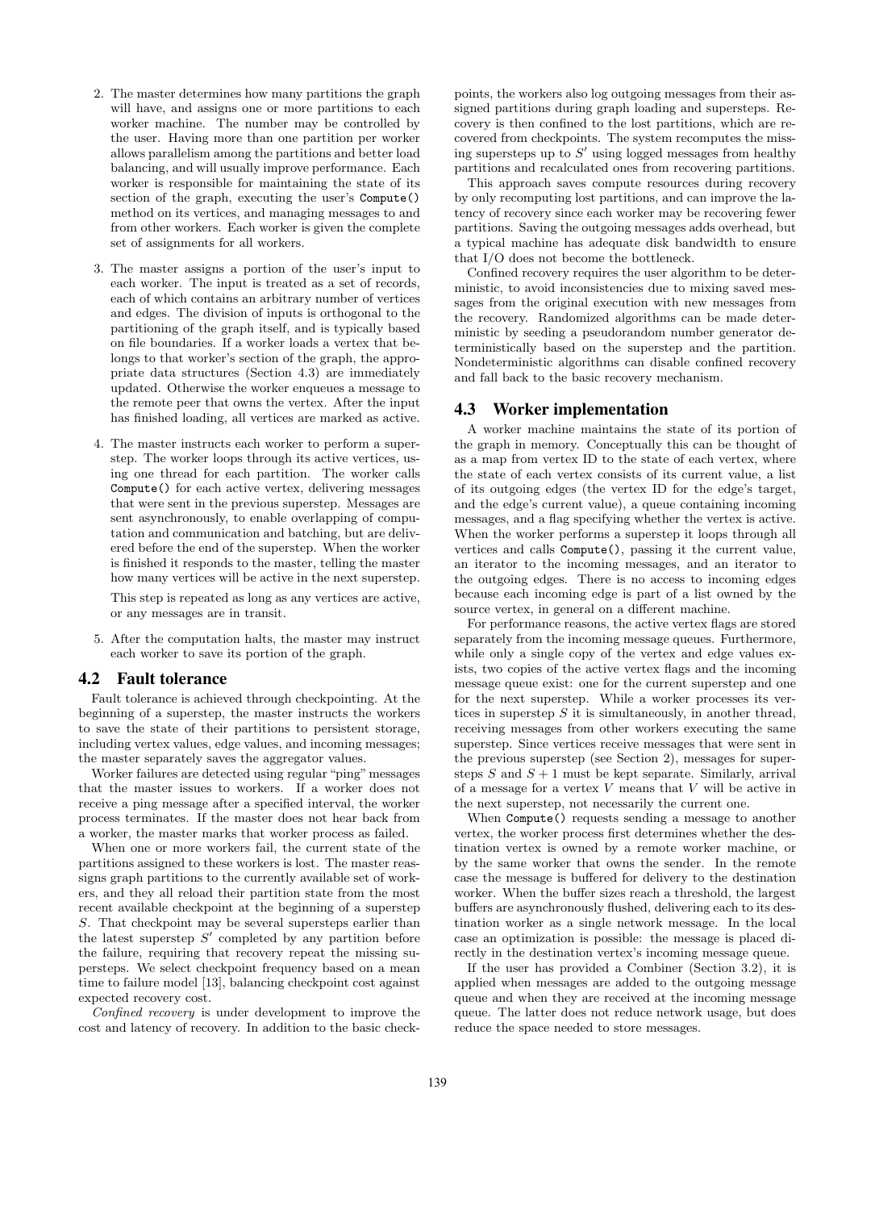2. The master determines how many partitions the graph will have, and assigns one or more partitions to each worker machine. The number may be controlled by the user. Having more than one partition per worker allows parallelism among the partitions and better load balancing, and will usually improve performance. Each worker is responsible for maintaining the state of its section of the graph, executing the user's `Compute()` method on its vertices, and managing messages to and from other workers. Each worker is given the complete set of assignments for all workers.

3. The master assigns a portion of the user's input to each worker. The input is treated as a set of records, each of which contains an arbitrary number of vertices and edges. The division of inputs is orthogonal to the partitioning of the graph itself, and is typically based on file boundaries. If a worker loads a vertex that belongs to that worker's section of the graph, the appropriate data structures (Section 4.3) are immediately updated. Otherwise the worker enqueues a message to the remote peer that owns the vertex. After the input has finished loading, all vertices are marked as active.

4. The master instructs each worker to perform a superstep. The worker loops through its active vertices, using one thread for each partition. The worker calls `Compute()` for each active vertex, delivering messages that were sent in the previous superstep. Messages are sent asynchronously, to enable overlapping of computation and communication and batching, but are delivered before the end of the superstep. When the worker is finished it responds to the master, telling the master how many vertices will be active in the next superstep.

   This step is repeated as long as any vertices are active, or any messages are in transit.

5. After the computation halts, the master may instruct each worker to save its portion of the graph.

## 4.2 Fault tolerance

Fault tolerance is achieved through checkpointing. At the beginning of a superstep, the master instructs the workers to save the state of their partitions to persistent storage, including vertex values, edge values, and incoming messages; the master separately saves the aggregator values.

Worker failures are detected using regular "ping" messages that the master issues to workers. If a worker does not receive a ping message after a specified interval, the worker process terminates. If the master does not hear back from a worker, the master marks that worker process as failed.

When one or more workers fail, the current state of the partitions assigned to these workers is lost. The master reassigns graph partitions to the currently available set of workers, and they all reload their partition state from the most recent available checkpoint at the beginning of a superstep $S$. That checkpoint may be several supersteps earlier than the latest superstep $S'$ completed by any partition before the failure, requiring that recovery repeat the missing supersteps. We select checkpoint frequency based on a mean time to failure model [13], balancing checkpoint cost against expected recovery cost.

*Confined recovery* is under development to improve the cost and latency of recovery. In addition to the basic checkpoints, the workers also log outgoing messages from their assigned partitions during graph loading and supersteps. Recovery is then confined to the lost partitions, which are recovered from checkpoints. The system recomputes the missing supersteps up to $S'$ using logged messages from healthy partitions and recalculated ones from recovering partitions.

This approach saves compute resources during recovery by only recomputing lost partitions, and can improve the latency of recovery since each worker may be recovering fewer partitions. Saving the outgoing messages adds overhead, but a typical machine has adequate disk bandwidth to ensure that I/O does not become the bottleneck.

Confined recovery requires the user algorithm to be deterministic, to avoid inconsistencies due to mixing saved messages from the original execution with new messages from the recovery. Randomized algorithms can be made deterministic by seeding a pseudorandom number generator deterministically based on the superstep and the partition. Nondeterministic algorithms can disable confined recovery and fall back to the basic recovery mechanism.

## 4.3 Worker implementation

A worker machine maintains the state of its portion of the graph in memory. Conceptually this can be thought of as a map from vertex ID to the state of each vertex, where the state of each vertex consists of its current value, a list of its outgoing edges (the vertex ID for the edge's target, and the edge's current value), a queue containing incoming messages, and a flag specifying whether the vertex is active. When the worker performs a superstep it loops through all vertices and calls `Compute()`, passing it the current value, an iterator to the incoming messages, and an iterator to the outgoing edges. There is no access to incoming edges because each incoming edge is part of a list owned by the source vertex, in general on a different machine.

For performance reasons, the active vertex flags are stored separately from the incoming message queues. Furthermore, while only a single copy of the vertex and edge values exists, two copies of the active vertex flags and the incoming message queue exist: one for the current superstep and one for the next superstep. While a worker processes its vertices in superstep $S$ it is simultaneously, in another thread, receiving messages from other workers executing the same superstep. Since vertices receive messages that were sent in the previous superstep (see Section 2), messages for supersteps $S$ and $S+1$ must be kept separate. Similarly, arrival of a message for a vertex $V$ means that $V$ will be active in the next superstep, not necessarily the current one.

When `Compute()` requests sending a message to another vertex, the worker process first determines whether the destination vertex is owned by a remote worker machine, or by the same worker that owns the sender. In the remote case the message is buffered for delivery to the destination worker. When the buffer sizes reach a threshold, the largest buffers are asynchronously flushed, delivering each to its destination worker as a single network message. In the local case an optimization is possible: the message is placed directly in the destination vertex's incoming message queue.

If the user has provided a Combiner (Section 3.2), it is applied when messages are added to the outgoing message queue and when they are received at the incoming message queue. The latter does not reduce network usage, but does reduce the space needed to store messages.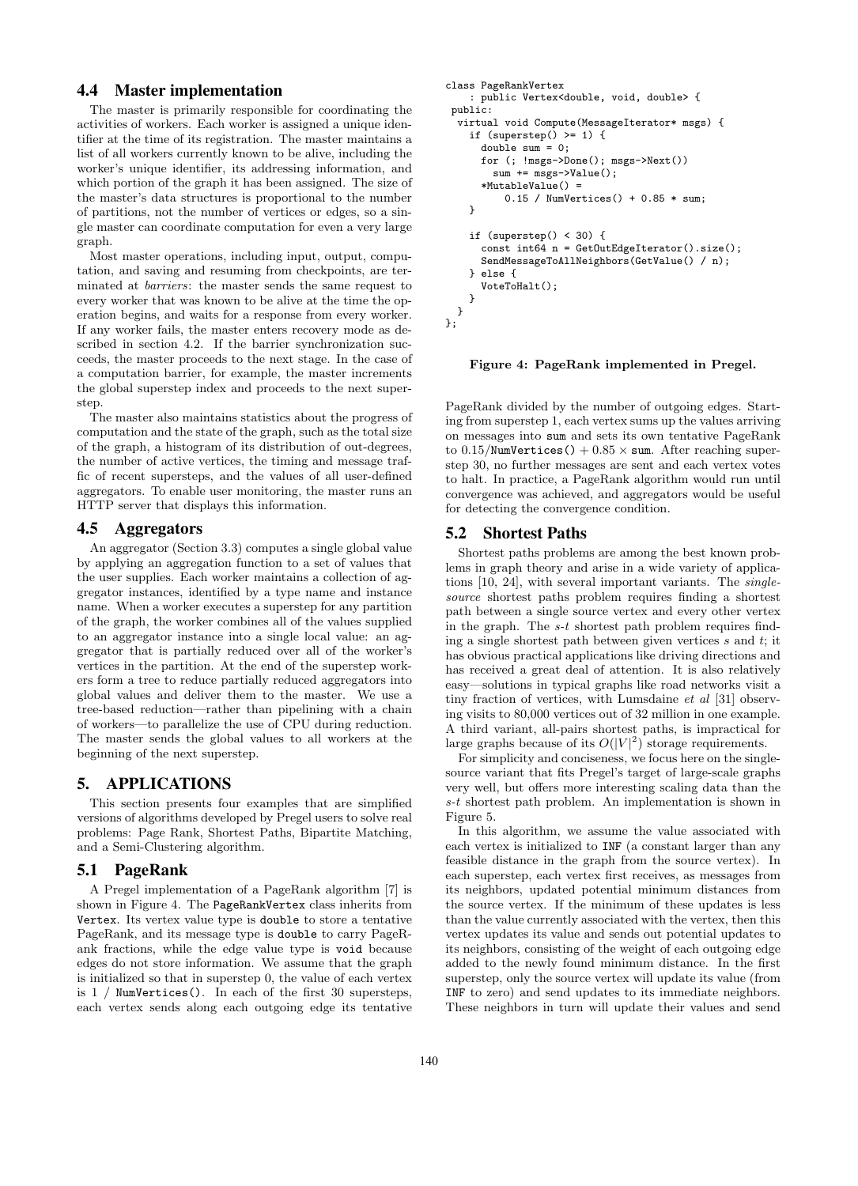### 4.4 Master implementation

The master is primarily responsible for coordinating the activities of workers. Each worker is assigned a unique identifier at the time of its registration. The master maintains a list of all workers currently known to be alive, including the worker's unique identifier, its addressing information, and which portion of the graph it has been assigned. The size of the master's data structures is proportional to the number of partitions, not the number of vertices or edges, so a single master can coordinate computation for even a very large graph.

Most master operations, including input, output, computation, and saving and resuming from checkpoints, are terminated at *barriers*: the master sends the same request to every worker that was known to be alive at the time the operation begins, and waits for a response from every worker. If any worker fails, the master enters recovery mode as described in section 4.2. If the barrier synchronization succeeds, the master proceeds to the next stage. In the case of a computation barrier, for example, the master increments the global superstep index and proceeds to the next superstep.

The master also maintains statistics about the progress of computation and the state of the graph, such as the total size of the graph, a histogram of its distribution of out-degrees, the number of active vertices, the timing and message traffic of recent supersteps, and the values of all user-defined aggregators. To enable user monitoring, the master runs an HTTP server that displays this information.

### 4.5 Aggregators

An aggregator (Section 3.3) computes a single global value by applying an aggregation function to a set of values that the user supplies. Each worker maintains a collection of aggregator instances, identified by a type name and instance name. When a worker executes a superstep for any partition of the graph, the worker combines all of the values supplied to an aggregator instance into a single local value: an aggregator that is partially reduced over all of the worker's vertices in the partition. At the end of the superstep workers form a tree to reduce partially reduced aggregators into global values and deliver them to the master. We use a tree-based reduction—rather than pipelining with a chain of workers—to parallelize the use of CPU during reduction. The master sends the global values to all workers at the beginning of the next superstep.

## 5. APPLICATIONS

This section presents four examples that are simplified versions of algorithms developed by Pregel users to solve real problems: Page Rank, Shortest Paths, Bipartite Matching, and a Semi-Clustering algorithm.

### 5.1 PageRank

A Pregel implementation of a PageRank algorithm [7] is shown in Figure 4. The `PageRankVertex` class inherits from `Vertex`. Its vertex value type is `double` to store a tentative PageRank, and its message type is `double` to carry PageRank fractions, while the edge value type is `void` because edges do not store information. We assume that the graph is initialized so that in superstep 0, the value of each vertex is `1 / NumVertices()`. In each of the first 30 supersteps, each vertex sends along each outgoing edge its tentative PageRank divided by the number of outgoing edges. Starting from superstep 1, each vertex sums up the values arriving on messages into `sum` and sets its own tentative PageRank to $0.15/$`NumVertices()` $+ 0.85 \times$ `sum`. After reaching superstep 30, no further messages are sent and each vertex votes to halt. In practice, a PageRank algorithm would run until convergence was achieved, and aggregators would be useful for detecting the convergence condition.

```
class PageRankVertex
    : public Vertex<double, void, double> {
 public:
  virtual void Compute(MessageIterator* msgs) {
    if (superstep() >= 1) {
      double sum = 0;
      for (; !msgs->Done(); msgs->Next())
        sum += msgs->Value();
      *MutableValue() =
          0.15 / NumVertices() + 0.85 * sum;
    }

    if (superstep() < 30) {
      const int64 n = GetOutEdgeIterator().size();
      SendMessageToAllNeighbors(GetValue() / n);
    } else {
      VoteToHalt();
    }
  }
};
```

**Figure 4: PageRank implemented in Pregel.**

### 5.2 Shortest Paths

Shortest paths problems are among the best known problems in graph theory and arise in a wide variety of applications [10, 24], with several important variants. The *single-source* shortest paths problem requires finding a shortest path between a single source vertex and every other vertex in the graph. The *s*-*t* shortest path problem requires finding a single shortest path between given vertices $s$ and $t$; it has obvious practical applications like driving directions and has received a great deal of attention. It is also relatively easy—solutions in typical graphs like road networks visit a tiny fraction of vertices, with Lumsdaine *et al* [31] observing visits to 80,000 vertices out of 32 million in one example. A third variant, all-pairs shortest paths, is impractical for large graphs because of its $O(|V|^2)$ storage requirements.

For simplicity and conciseness, we focus here on the single-source variant that fits Pregel's target of large-scale graphs very well, but offers more interesting scaling data than the *s*-*t* shortest path problem. An implementation is shown in Figure 5.

In this algorithm, we assume the value associated with each vertex is initialized to `INF` (a constant larger than any feasible distance in the graph from the source vertex). In each superstep, each vertex first receives, as messages from its neighbors, updated potential minimum distances from the source vertex. If the minimum of these updates is less than the value currently associated with the vertex, then this vertex updates its value and sends out potential updates to its neighbors, consisting of the weight of each outgoing edge added to the newly found minimum distance. In the first superstep, only the source vertex will update its value (from `INF` to zero) and send updates to its immediate neighbors. These neighbors in turn will update their values and send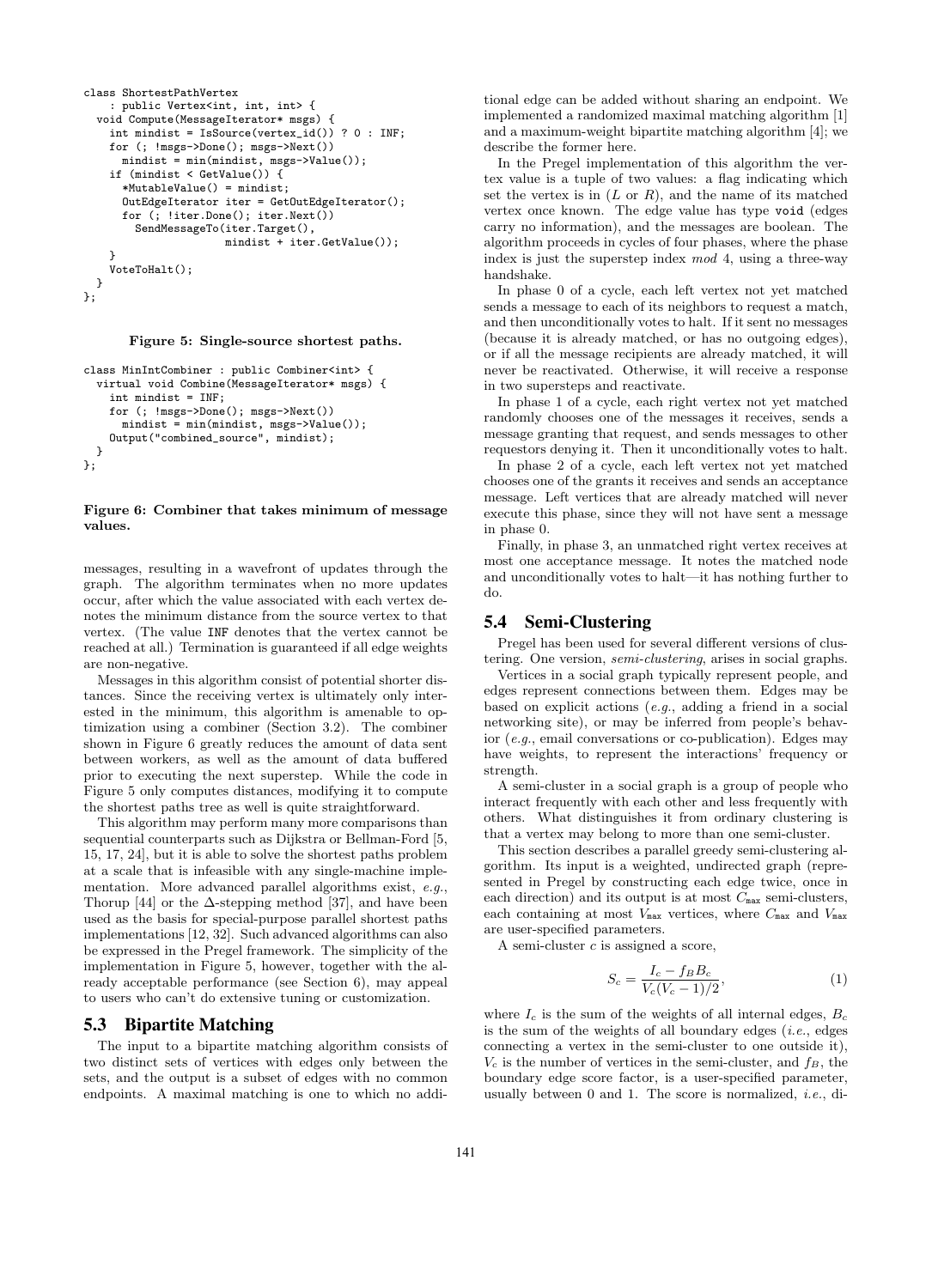```
class ShortestPathVertex
    : public Vertex<int, int, int> {
  void Compute(MessageIterator* msgs) {
    int mindist = IsSource(vertex_id()) ? 0 : INF;
    for (; !msgs->Done(); msgs->Next())
      mindist = min(mindist, msgs->Value());
    if (mindist < GetValue()) {
      *MutableValue() = mindist;
      OutEdgeIterator iter = GetOutEdgeIterator();
      for (; !iter.Done(); iter.Next())
        SendMessageTo(iter.Target(),
                      mindist + iter.GetValue());
    }
    VoteToHalt();
  }
};
```

**Figure 5: Single-source shortest paths.**

```
class MinIntCombiner : public Combiner<int> {
  virtual void Combine(MessageIterator* msgs) {
    int mindist = INF;
    for (; !msgs->Done(); msgs->Next())
      mindist = min(mindist, msgs->Value());
    Output("combined_source", mindist);
  }
};
```

**Figure 6: Combiner that takes minimum of message values.**

messages, resulting in a wavefront of updates through the graph. The algorithm terminates when no more updates occur, after which the value associated with each vertex denotes the minimum distance from the source vertex to that vertex. (The value INF denotes that the vertex cannot be reached at all.) Termination is guaranteed if all edge weights are non-negative.

Messages in this algorithm consist of potential shorter distances. Since the receiving vertex is ultimately only interested in the minimum, this algorithm is amenable to optimization using a combiner (Section 3.2). The combiner shown in Figure 6 greatly reduces the amount of data sent between workers, as well as the amount of data buffered prior to executing the next superstep. While the code in Figure 5 only computes distances, modifying it to compute the shortest paths tree as well is quite straightforward.

This algorithm may perform many more comparisons than sequential counterparts such as Dijkstra or Bellman-Ford [5, 15, 17, 24], but it is able to solve the shortest paths problem at a scale that is infeasible with any single-machine implementation. More advanced parallel algorithms exist, *e.g.*, Thorup [44] or the Δ-stepping method [37], and have been used as the basis for special-purpose parallel shortest paths implementations [12, 32]. Such advanced algorithms can also be expressed in the Pregel framework. The simplicity of the implementation in Figure 5, however, together with the already acceptable performance (see Section 6), may appeal to users who can't do extensive tuning or customization.

## 5.3 Bipartite Matching

The input to a bipartite matching algorithm consists of two distinct sets of vertices with edges only between the sets, and the output is a subset of edges with no common endpoints. A maximal matching is one to which no additional edge can be added without sharing an endpoint. We implemented a randomized maximal matching algorithm [1] and a maximum-weight bipartite matching algorithm [4]; we describe the former here.

In the Pregel implementation of this algorithm the vertex value is a tuple of two values: a flag indicating which set the vertex is in ($L$ or $R$), and the name of its matched vertex once known. The edge value has type `void` (edges carry no information), and the messages are boolean. The algorithm proceeds in cycles of four phases, where the phase index is just the superstep index *mod* 4, using a three-way handshake.

In phase 0 of a cycle, each left vertex not yet matched sends a message to each of its neighbors to request a match, and then unconditionally votes to halt. If it sent no messages (because it is already matched, or has no outgoing edges), or if all the message recipients are already matched, it will never be reactivated. Otherwise, it will receive a response in two supersteps and reactivate.

In phase 1 of a cycle, each right vertex not yet matched randomly chooses one of the messages it receives, sends a message granting that request, and sends messages to other requestors denying it. Then it unconditionally votes to halt.

In phase 2 of a cycle, each left vertex not yet matched chooses one of the grants it receives and sends an acceptance message. Left vertices that are already matched will never execute this phase, since they will not have sent a message in phase 0.

Finally, in phase 3, an unmatched right vertex receives at most one acceptance message. It notes the matched node and unconditionally votes to halt—it has nothing further to do.

## 5.4 Semi-Clustering

Pregel has been used for several different versions of clustering. One version, *semi-clustering*, arises in social graphs.

Vertices in a social graph typically represent people, and edges represent connections between them. Edges may be based on explicit actions (*e.g.*, adding a friend in a social networking site), or may be inferred from people's behavior (*e.g.*, email conversations or co-publication). Edges may have weights, to represent the interactions' frequency or strength.

A semi-cluster in a social graph is a group of people who interact frequently with each other and less frequently with others. What distinguishes it from ordinary clustering is that a vertex may belong to more than one semi-cluster.

This section describes a parallel greedy semi-clustering algorithm. Its input is a weighted, undirected graph (represented in Pregel by constructing each edge twice, once in each direction) and its output is at most $C_{\max}$ semi-clusters, each containing at most $V_{\max}$ vertices, where $C_{\max}$ and $V_{\max}$ are user-specified parameters.

A semi-cluster $c$ is assigned a score,

$$S_c = \frac{I_c - f_B B_c}{V_c(V_c - 1)/2}, \tag{1}$$

where $I_c$ is the sum of the weights of all internal edges, $B_c$ is the sum of the weights of all boundary edges (*i.e.*, edges connecting a vertex in the semi-cluster to one outside it), $V_c$ is the number of vertices in the semi-cluster, and $f_B$, the boundary edge score factor, is a user-specified parameter, usually between 0 and 1. The score is normalized, *i.e.*, di-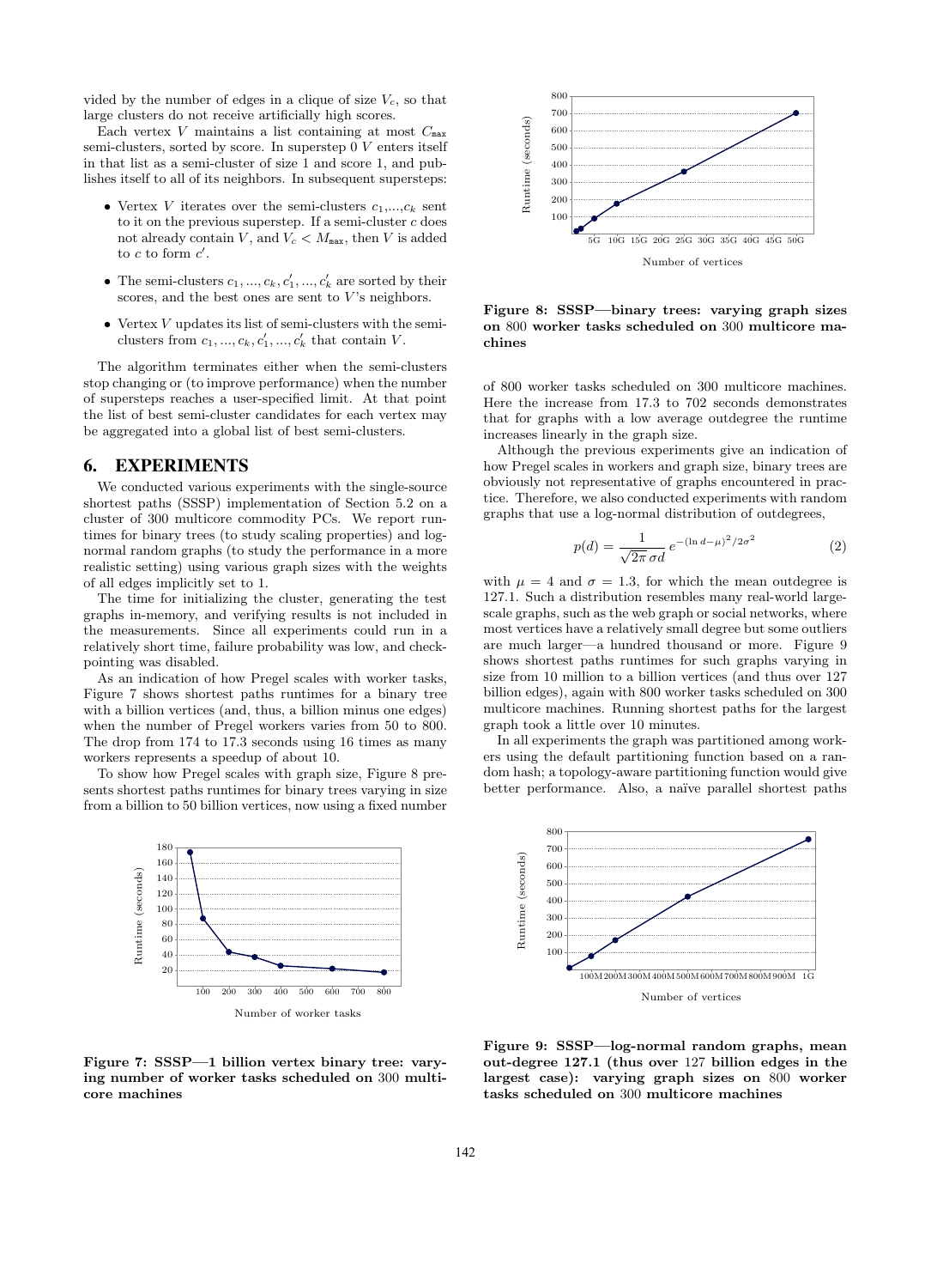vided by the number of edges in a clique of size $V_c$, so that large clusters do not receive artificially high scores.

Each vertex $V$ maintains a list containing at most $C_{\max}$ semi-clusters, sorted by score. In superstep 0 $V$ enters itself in that list as a semi-cluster of size 1 and score 1, and publishes itself to all of its neighbors. In subsequent supersteps:

- Vertex $V$ iterates over the semi-clusters $c_1, \ldots, c_k$ sent to it on the previous superstep. If a semi-cluster $c$ does not already contain $V$, and $V_c < M_{\max}$, then $V$ is added to $c$ to form $c'$.
- The semi-clusters $c_1, \ldots, c_k, c'_1, \ldots, c'_k$ are sorted by their scores, and the best ones are sent to $V$'s neighbors.
- Vertex $V$ updates its list of semi-clusters with the semi-clusters from $c_1, \ldots, c_k, c'_1, \ldots, c'_k$ that contain $V$.

The algorithm terminates either when the semi-clusters stop changing or (to improve performance) when the number of supersteps reaches a user-specified limit. At that point the list of best semi-cluster candidates for each vertex may be aggregated into a global list of best semi-clusters.

## 6. EXPERIMENTS

We conducted various experiments with the single-source shortest paths (SSSP) implementation of Section 5.2 on a cluster of 300 multicore commodity PCs. We report runtimes for binary trees (to study scaling properties) and log-normal random graphs (to study the performance in a more realistic setting) using various graph sizes with the weights of all edges implicitly set to 1.

The time for initializing the cluster, generating the test graphs in-memory, and verifying results is not included in the measurements. Since all experiments could run in a relatively short time, failure probability was low, and checkpointing was disabled.

As an indication of how Pregel scales with worker tasks, Figure 7 shows shortest paths runtimes for a binary tree with a billion vertices (and, thus, a billion minus one edges) when the number of Pregel workers varies from 50 to 800. The drop from 174 to 17.3 seconds using 16 times as many workers represents a speedup of about 10.

To show how Pregel scales with graph size, Figure 8 presents shortest paths runtimes for binary trees varying in size from a billion to 50 billion vertices, now using a fixed number of 800 worker tasks scheduled on 300 multicore machines. Here the increase from 17.3 to 702 seconds demonstrates that for graphs with a low average outdegree the runtime increases linearly in the graph size.

Although the previous experiments give an indication of how Pregel scales in workers and graph size, binary trees are obviously not representative of graphs encountered in practice. Therefore, we also conducted experiments with random graphs that use a log-normal distribution of outdegrees,

$$p(d) = \frac{1}{\sqrt{2\pi}\,\sigma d}\, e^{-(\ln d - \mu)^2/2\sigma^2} \qquad (2)$$

with $\mu = 4$ and $\sigma = 1.3$, for which the mean outdegree is 127.1. Such a distribution resembles many real-world large-scale graphs, such as the web graph or social networks, where most vertices have a relatively small degree but some outliers are much larger—a hundred thousand or more. Figure 9 shows shortest paths runtimes for such graphs varying in size from 10 million to a billion vertices (and thus over 127 billion edges), again with 800 worker tasks scheduled on 300 multicore machines. Running shortest paths for the largest graph took a little over 10 minutes.

In all experiments the graph was partitioned among workers using the default partitioning function based on a random hash; a topology-aware partitioning function would give better performance. Also, a naïve parallel shortest paths

**Figure 7: SSSP—1 billion vertex binary tree: varying number of worker tasks scheduled on 300 multicore machines**

**Figure 8: SSSP—binary trees: varying graph sizes on 800 worker tasks scheduled on 300 multicore machines**

**Figure 9: SSSP—log-normal random graphs, mean out-degree 127.1 (thus over 127 billion edges in the largest case): varying graph sizes on 800 worker tasks scheduled on 300 multicore machines**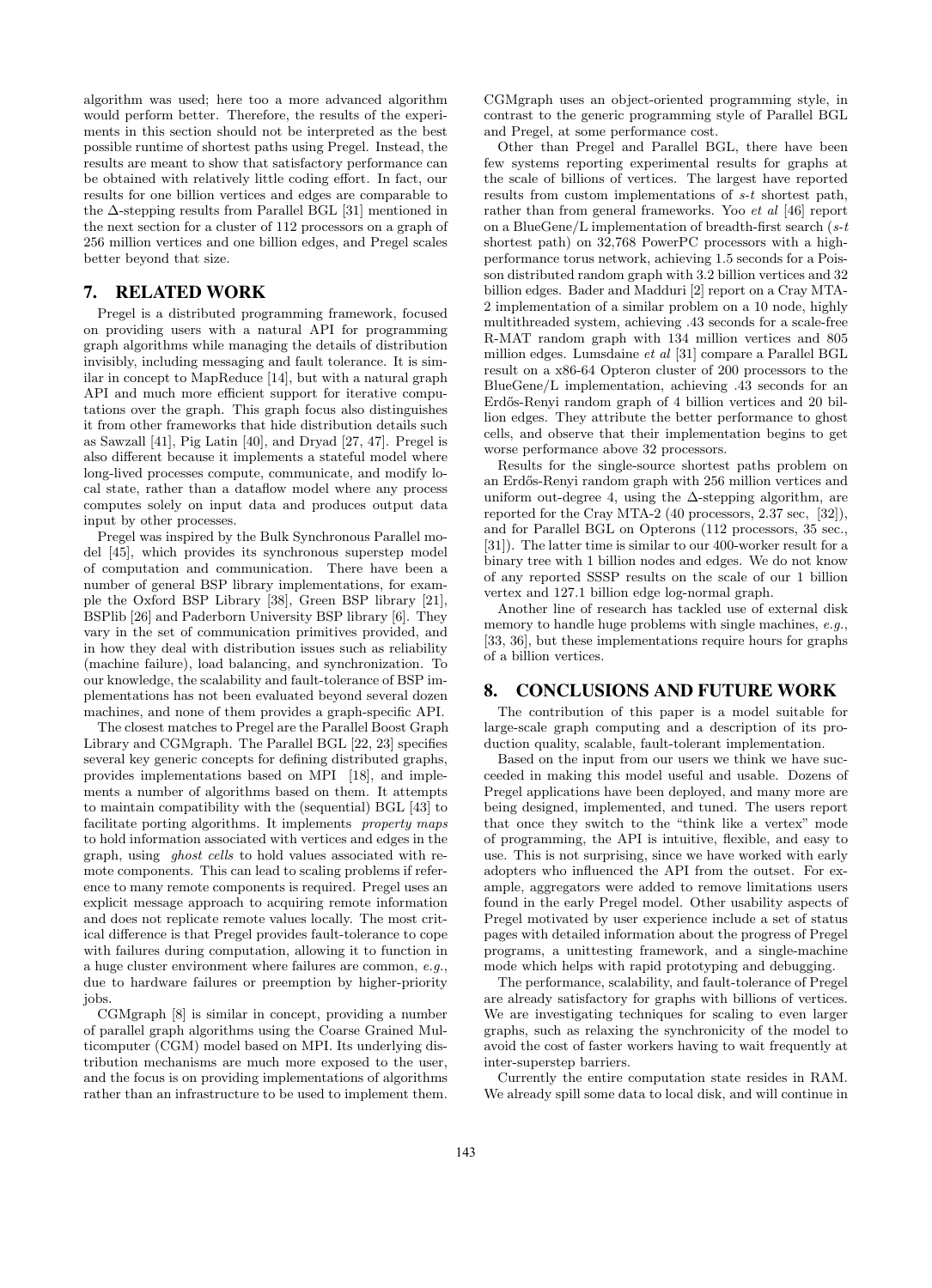algorithm was used; here too a more advanced algorithm would perform better. Therefore, the results of the experiments in this section should not be interpreted as the best possible runtime of shortest paths using Pregel. Instead, the results are meant to show that satisfactory performance can be obtained with relatively little coding effort. In fact, our results for one billion vertices and edges are comparable to the Δ-stepping results from Parallel BGL [31] mentioned in the next section for a cluster of 112 processors on a graph of 256 million vertices and one billion edges, and Pregel scales better beyond that size.

## 7. RELATED WORK

Pregel is a distributed programming framework, focused on providing users with a natural API for programming graph algorithms while managing the details of distribution invisibly, including messaging and fault tolerance. It is similar in concept to MapReduce [14], but with a natural graph API and much more efficient support for iterative computations over the graph. This graph focus also distinguishes it from other frameworks that hide distribution details such as Sawzall [41], Pig Latin [40], and Dryad [27, 47]. Pregel is also different because it implements a stateful model where long-lived processes compute, communicate, and modify local state, rather than a dataflow model where any process computes solely on input data and produces output data input by other processes.

Pregel was inspired by the Bulk Synchronous Parallel model [45], which provides its synchronous superstep model of computation and communication. There have been a number of general BSP library implementations, for example the Oxford BSP Library [38], Green BSP library [21], BSPlib [26] and Paderborn University BSP library [6]. They vary in the set of communication primitives provided, and in how they deal with distribution issues such as reliability (machine failure), load balancing, and synchronization. To our knowledge, the scalability and fault-tolerance of BSP implementations has not been evaluated beyond several dozen machines, and none of them provides a graph-specific API.

The closest matches to Pregel are the Parallel Boost Graph Library and CGMgraph. The Parallel BGL [22, 23] specifies several key generic concepts for defining distributed graphs, provides implementations based on MPI [18], and implements a number of algorithms based on them. It attempts to maintain compatibility with the (sequential) BGL [43] to facilitate porting algorithms. It implements *property maps* to hold information associated with vertices and edges in the graph, using *ghost cells* to hold values associated with remote components. This can lead to scaling problems if reference to many remote components is required. Pregel uses an explicit message approach to acquiring remote information and does not replicate remote values locally. The most critical difference is that Pregel provides fault-tolerance to cope with failures during computation, allowing it to function in a huge cluster environment where failures are common, *e.g.*, due to hardware failures or preemption by higher-priority jobs.

CGMgraph [8] is similar in concept, providing a number of parallel graph algorithms using the Coarse Grained Multicomputer (CGM) model based on MPI. Its underlying distribution mechanisms are much more exposed to the user, and the focus is on providing implementations of algorithms rather than an infrastructure to be used to implement them. CGMgraph uses an object-oriented programming style, in contrast to the generic programming style of Parallel BGL and Pregel, at some performance cost.

Other than Pregel and Parallel BGL, there have been few systems reporting experimental results for graphs at the scale of billions of vertices. The largest have reported results from custom implementations of $s$-$t$ shortest path, rather than from general frameworks. Yoo *et al* [46] report on a BlueGene/L implementation of breadth-first search ($s$-$t$ shortest path) on 32,768 PowerPC processors with a high-performance torus network, achieving 1.5 seconds for a Poisson distributed random graph with 3.2 billion vertices and 32 billion edges. Bader and Madduri [2] report on a Cray MTA-2 implementation of a similar problem on a 10 node, highly multithreaded system, achieving .43 seconds for a scale-free R-MAT random graph with 134 million vertices and 805 million edges. Lumsdaine *et al* [31] compare a Parallel BGL result on a x86-64 Opteron cluster of 200 processors to the BlueGene/L implementation, achieving .43 seconds for an Erdős-Renyi random graph of 4 billion vertices and 20 billion edges. They attribute the better performance to ghost cells, and observe that their implementation begins to get worse performance above 32 processors.

Results for the single-source shortest paths problem on an Erdős-Renyi random graph with 256 million vertices and uniform out-degree 4, using the Δ-stepping algorithm, are reported for the Cray MTA-2 (40 processors, 2.37 sec, [32]), and for Parallel BGL on Opterons (112 processors, 35 sec., [31]). The latter time is similar to our 400-worker result for a binary tree with 1 billion nodes and edges. We do not know of any reported SSSP results on the scale of our 1 billion vertex and 127.1 billion edge log-normal graph.

Another line of research has tackled use of external disk memory to handle huge problems with single machines, *e.g.*, [33, 36], but these implementations require hours for graphs of a billion vertices.

## 8. CONCLUSIONS AND FUTURE WORK

The contribution of this paper is a model suitable for large-scale graph computing and a description of its production quality, scalable, fault-tolerant implementation.

Based on the input from our users we think we have succeeded in making this model useful and usable. Dozens of Pregel applications have been deployed, and many more are being designed, implemented, and tuned. The users report that once they switch to the "think like a vertex" mode of programming, the API is intuitive, flexible, and easy to use. This is not surprising, since we have worked with early adopters who influenced the API from the outset. For example, aggregators were added to remove limitations users found in the early Pregel model. Other usability aspects of Pregel motivated by user experience include a set of status pages with detailed information about the progress of Pregel programs, a unittesting framework, and a single-machine mode which helps with rapid prototyping and debugging.

The performance, scalability, and fault-tolerance of Pregel are already satisfactory for graphs with billions of vertices. We are investigating techniques for scaling to even larger graphs, such as relaxing the synchronicity of the model to avoid the cost of faster workers having to wait frequently at inter-superstep barriers.

Currently the entire computation state resides in RAM. We already spill some data to local disk, and will continue in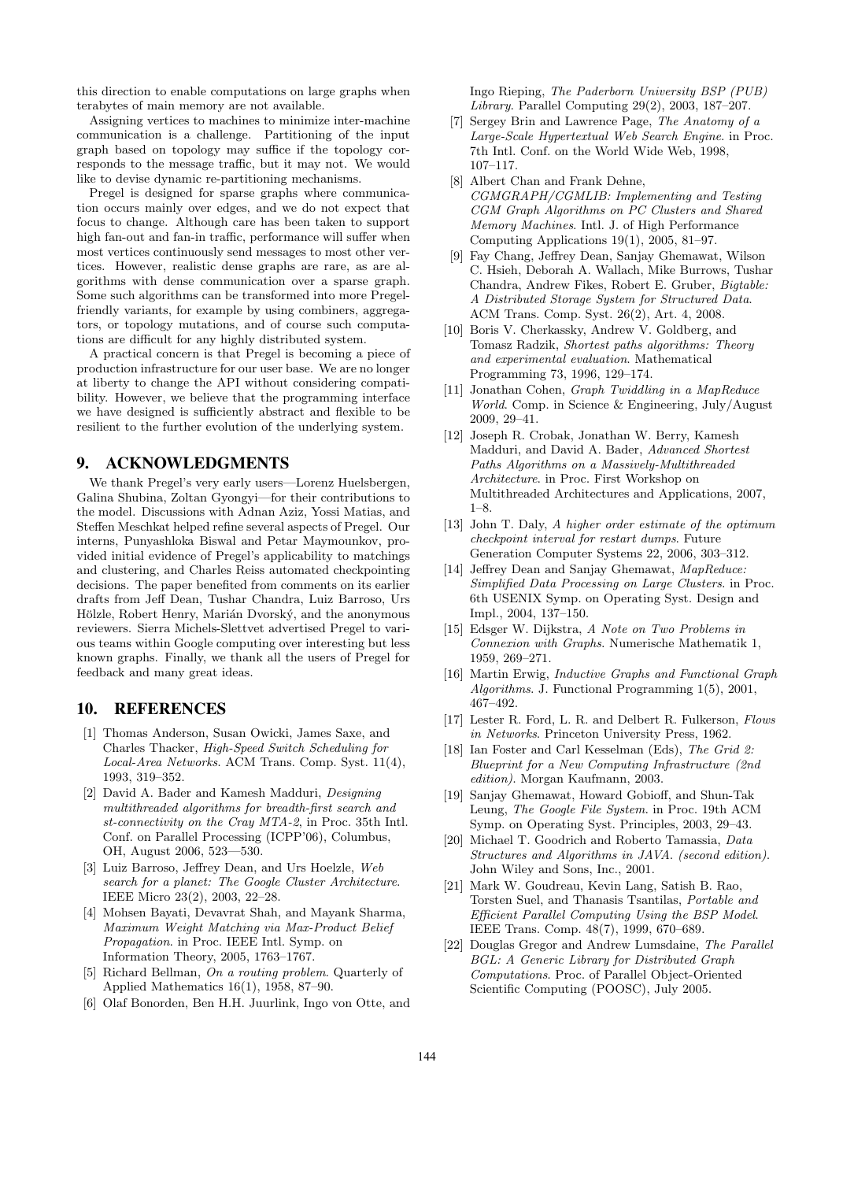this direction to enable computations on large graphs when terabytes of main memory are not available.

Assigning vertices to machines to minimize inter-machine communication is a challenge. Partitioning of the input graph based on topology may suffice if the topology corresponds to the message traffic, but it may not. We would like to devise dynamic re-partitioning mechanisms.

Pregel is designed for sparse graphs where communication occurs mainly over edges, and we do not expect that focus to change. Although care has been taken to support high fan-out and fan-in traffic, performance will suffer when most vertices continuously send messages to most other vertices. However, realistic dense graphs are rare, as are algorithms with dense communication over a sparse graph. Some such algorithms can be transformed into more Pregel-friendly variants, for example by using combiners, aggregators, or topology mutations, and of course such computations are difficult for any highly distributed system.

A practical concern is that Pregel is becoming a piece of production infrastructure for our user base. We are no longer at liberty to change the API without considering compatibility. However, we believe that the programming interface we have designed is sufficiently abstract and flexible to be resilient to the further evolution of the underlying system.

## 9. ACKNOWLEDGMENTS

We thank Pregel's very early users—Lorenz Huelsbergen, Galina Shubina, Zoltan Gyongyi—for their contributions to the model. Discussions with Adnan Aziz, Yossi Matias, and Steffen Meschkat helped refine several aspects of Pregel. Our interns, Punyashloka Biswal and Petar Maymounkov, provided initial evidence of Pregel's applicability to matchings and clustering, and Charles Reiss automated checkpointing decisions. The paper benefited from comments on its earlier drafts from Jeff Dean, Tushar Chandra, Luiz Barroso, Urs Hölzle, Robert Henry, Marián Dvorský, and the anonymous reviewers. Sierra Michels-Slettvet advertised Pregel to various teams within Google computing over interesting but less known graphs. Finally, we thank all the users of Pregel for feedback and many great ideas.

## 10. REFERENCES

[1] Thomas Anderson, Susan Owicki, James Saxe, and Charles Thacker, *High-Speed Switch Scheduling for Local-Area Networks*. ACM Trans. Comp. Syst. 11(4), 1993, 319–352.

[2] David A. Bader and Kamesh Madduri, *Designing multithreaded algorithms for breadth-first search and st-connectivity on the Cray MTA-2*, in Proc. 35th Intl. Conf. on Parallel Processing (ICPP'06), Columbus, OH, August 2006, 523—530.

[3] Luiz Barroso, Jeffrey Dean, and Urs Hoelzle, *Web search for a planet: The Google Cluster Architecture*. IEEE Micro 23(2), 2003, 22–28.

[4] Mohsen Bayati, Devavrat Shah, and Mayank Sharma, *Maximum Weight Matching via Max-Product Belief Propagation*. in Proc. IEEE Intl. Symp. on Information Theory, 2005, 1763–1767.

[5] Richard Bellman, *On a routing problem*. Quarterly of Applied Mathematics 16(1), 1958, 87–90.

[6] Olaf Bonorden, Ben H.H. Juurlink, Ingo von Otte, and Ingo Rieping, *The Paderborn University BSP (PUB) Library*. Parallel Computing 29(2), 2003, 187–207.

[7] Sergey Brin and Lawrence Page, *The Anatomy of a Large-Scale Hypertextual Web Search Engine*. in Proc. 7th Intl. Conf. on the World Wide Web, 1998, 107–117.

[8] Albert Chan and Frank Dehne, *CGMGRAPH/CGMLIB: Implementing and Testing CGM Graph Algorithms on PC Clusters and Shared Memory Machines*. Intl. J. of High Performance Computing Applications 19(1), 2005, 81–97.

[9] Fay Chang, Jeffrey Dean, Sanjay Ghemawat, Wilson C. Hsieh, Deborah A. Wallach, Mike Burrows, Tushar Chandra, Andrew Fikes, Robert E. Gruber, *Bigtable: A Distributed Storage System for Structured Data*. ACM Trans. Comp. Syst. 26(2), Art. 4, 2008.

[10] Boris V. Cherkassky, Andrew V. Goldberg, and Tomasz Radzik, *Shortest paths algorithms: Theory and experimental evaluation*. Mathematical Programming 73, 1996, 129–174.

[11] Jonathan Cohen, *Graph Twiddling in a MapReduce World*. Comp. in Science & Engineering, July/August 2009, 29–41.

[12] Joseph R. Crobak, Jonathan W. Berry, Kamesh Madduri, and David A. Bader, *Advanced Shortest Paths Algorithms on a Massively-Multithreaded Architecture*. in Proc. First Workshop on Multithreaded Architectures and Applications, 2007, 1–8.

[13] John T. Daly, *A higher order estimate of the optimum checkpoint interval for restart dumps*. Future Generation Computer Systems 22, 2006, 303–312.

[14] Jeffrey Dean and Sanjay Ghemawat, *MapReduce: Simplified Data Processing on Large Clusters*. in Proc. 6th USENIX Symp. on Operating Syst. Design and Impl., 2004, 137–150.

[15] Edsger W. Dijkstra, *A Note on Two Problems in Connexion with Graphs*. Numerische Mathematik 1, 1959, 269–271.

[16] Martin Erwig, *Inductive Graphs and Functional Graph Algorithms*. J. Functional Programming 1(5), 2001, 467–492.

[17] Lester R. Ford, L. R. and Delbert R. Fulkerson, *Flows in Networks*. Princeton University Press, 1962.

[18] Ian Foster and Carl Kesselman (Eds), *The Grid 2: Blueprint for a New Computing Infrastructure (2nd edition)*. Morgan Kaufmann, 2003.

[19] Sanjay Ghemawat, Howard Gobioff, and Shun-Tak Leung, *The Google File System*. in Proc. 19th ACM Symp. on Operating Syst. Principles, 2003, 29–43.

[20] Michael T. Goodrich and Roberto Tamassia, *Data Structures and Algorithms in JAVA. (second edition)*. John Wiley and Sons, Inc., 2001.

[21] Mark W. Goudreau, Kevin Lang, Satish B. Rao, Torsten Suel, and Thanasis Tsantilas, *Portable and Efficient Parallel Computing Using the BSP Model*. IEEE Trans. Comp. 48(7), 1999, 670–689.

[22] Douglas Gregor and Andrew Lumsdaine, *The Parallel BGL: A Generic Library for Distributed Graph Computations*. Proc. of Parallel Object-Oriented Scientific Computing (POOSC), July 2005.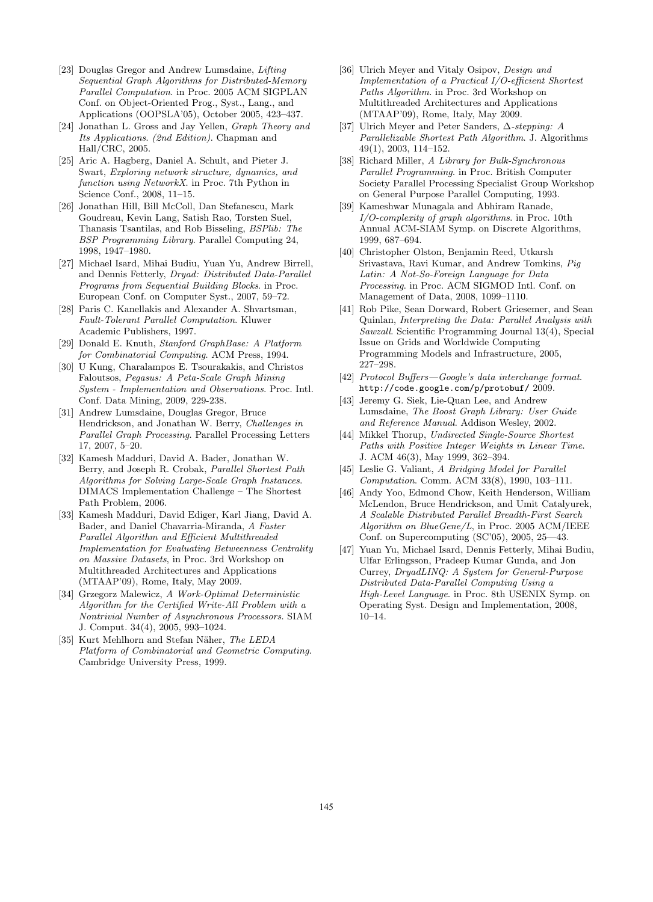[23] Douglas Gregor and Andrew Lumsdaine, *Lifting Sequential Graph Algorithms for Distributed-Memory Parallel Computation*. in Proc. 2005 ACM SIGPLAN Conf. on Object-Oriented Prog., Syst., Lang., and Applications (OOPSLA'05), October 2005, 423–437.

[24] Jonathan L. Gross and Jay Yellen, *Graph Theory and Its Applications. (2nd Edition)*. Chapman and Hall/CRC, 2005.

[25] Aric A. Hagberg, Daniel A. Schult, and Pieter J. Swart, *Exploring network structure, dynamics, and function using NetworkX*. in Proc. 7th Python in Science Conf., 2008, 11–15.

[26] Jonathan Hill, Bill McColl, Dan Stefanescu, Mark Goudreau, Kevin Lang, Satish Rao, Torsten Suel, Thanasis Tsantilas, and Rob Bisseling, *BSPlib: The BSP Programming Library*. Parallel Computing 24, 1998, 1947–1980.

[27] Michael Isard, Mihai Budiu, Yuan Yu, Andrew Birrell, and Dennis Fetterly, *Dryad: Distributed Data-Parallel Programs from Sequential Building Blocks*. in Proc. European Conf. on Computer Syst., 2007, 59–72.

[28] Paris C. Kanellakis and Alexander A. Shvartsman, *Fault-Tolerant Parallel Computation*. Kluwer Academic Publishers, 1997.

[29] Donald E. Knuth, *Stanford GraphBase: A Platform for Combinatorial Computing*. ACM Press, 1994.

[30] U Kung, Charalampos E. Tsourakakis, and Christos Faloutsos, *Pegasus: A Peta-Scale Graph Mining System - Implementation and Observations*. Proc. Intl. Conf. Data Mining, 2009, 229-238.

[31] Andrew Lumsdaine, Douglas Gregor, Bruce Hendrickson, and Jonathan W. Berry, *Challenges in Parallel Graph Processing*. Parallel Processing Letters 17, 2007, 5–20.

[32] Kamesh Madduri, David A. Bader, Jonathan W. Berry, and Joseph R. Crobak, *Parallel Shortest Path Algorithms for Solving Large-Scale Graph Instances*. DIMACS Implementation Challenge – The Shortest Path Problem, 2006.

[33] Kamesh Madduri, David Ediger, Karl Jiang, David A. Bader, and Daniel Chavarria-Miranda, *A Faster Parallel Algorithm and Efficient Multithreaded Implementation for Evaluating Betweenness Centrality on Massive Datasets*, in Proc. 3rd Workshop on Multithreaded Architectures and Applications (MTAAP'09), Rome, Italy, May 2009.

[34] Grzegorz Malewicz, *A Work-Optimal Deterministic Algorithm for the Certified Write-All Problem with a Nontrivial Number of Asynchronous Processors*. SIAM J. Comput. 34(4), 2005, 993–1024.

[35] Kurt Mehlhorn and Stefan Näher, *The LEDA Platform of Combinatorial and Geometric Computing*. Cambridge University Press, 1999.

[36] Ulrich Meyer and Vitaly Osipov, *Design and Implementation of a Practical I/O-efficient Shortest Paths Algorithm*. in Proc. 3rd Workshop on Multithreaded Architectures and Applications (MTAAP'09), Rome, Italy, May 2009.

[37] Ulrich Meyer and Peter Sanders, *Δ-stepping: A Parallelizable Shortest Path Algorithm*. J. Algorithms 49(1), 2003, 114–152.

[38] Richard Miller, *A Library for Bulk-Synchronous Parallel Programming*. in Proc. British Computer Society Parallel Processing Specialist Group Workshop on General Purpose Parallel Computing, 1993.

[39] Kameshwar Munagala and Abhiram Ranade, *I/O-complexity of graph algorithms*. in Proc. 10th Annual ACM-SIAM Symp. on Discrete Algorithms, 1999, 687–694.

[40] Christopher Olston, Benjamin Reed, Utkarsh Srivastava, Ravi Kumar, and Andrew Tomkins, *Pig Latin: A Not-So-Foreign Language for Data Processing*. in Proc. ACM SIGMOD Intl. Conf. on Management of Data, 2008, 1099–1110.

[41] Rob Pike, Sean Dorward, Robert Griesemer, and Sean Quinlan, *Interpreting the Data: Parallel Analysis with Sawzall*. Scientific Programming Journal 13(4), Special Issue on Grids and Worldwide Computing Programming Models and Infrastructure, 2005, 227–298.

[42] *Protocol Buffers—Google's data interchange format*. http://code.google.com/p/protobuf/ 2009.

[43] Jeremy G. Siek, Lie-Quan Lee, and Andrew Lumsdaine, *The Boost Graph Library: User Guide and Reference Manual*. Addison Wesley, 2002.

[44] Mikkel Thorup, *Undirected Single-Source Shortest Paths with Positive Integer Weights in Linear Time*. J. ACM 46(3), May 1999, 362–394.

[45] Leslie G. Valiant, *A Bridging Model for Parallel Computation*. Comm. ACM 33(8), 1990, 103–111.

[46] Andy Yoo, Edmond Chow, Keith Henderson, William McLendon, Bruce Hendrickson, and Umit Catalyurek, *A Scalable Distributed Parallel Breadth-First Search Algorithm on BlueGene/L*, in Proc. 2005 ACM/IEEE Conf. on Supercomputing (SC'05), 2005, 25—43.

[47] Yuan Yu, Michael Isard, Dennis Fetterly, Mihai Budiu, Ulfar Erlingsson, Pradeep Kumar Gunda, and Jon Currey, *DryadLINQ: A System for General-Purpose Distributed Data-Parallel Computing Using a High-Level Language*. in Proc. 8th USENIX Symp. on Operating Syst. Design and Implementation, 2008, 10–14.